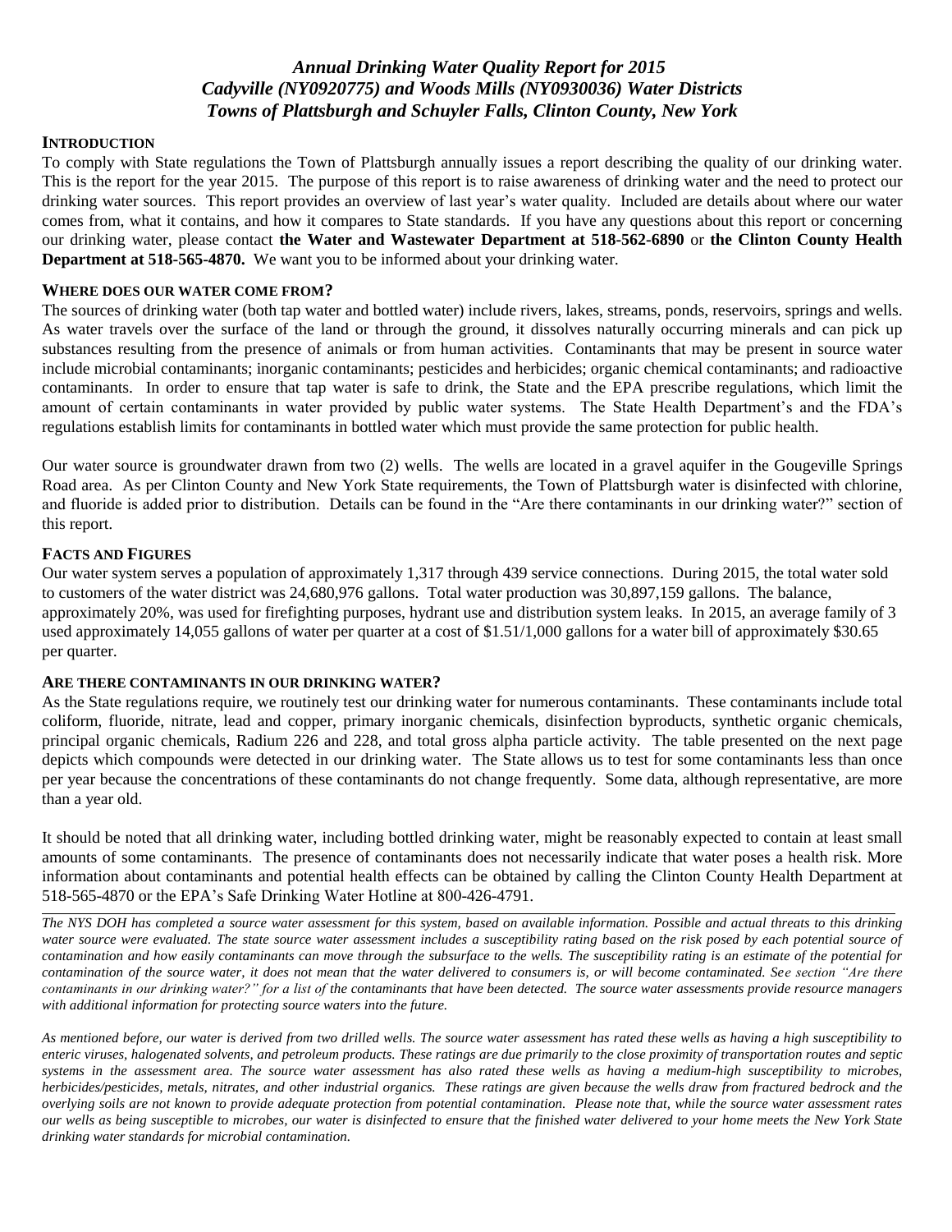# *Annual Drinking Water Quality Report for 2015*
# *Cadyville (NY0920775) and Woods Mills (NY0930036) Water Districts*
# *Towns of Plattsburgh and Schuyler Falls, Clinton County, New York*

## INTRODUCTION

To comply with State regulations the Town of Plattsburgh annually issues a report describing the quality of our drinking water. This is the report for the year 2015. The purpose of this report is to raise awareness of drinking water and the need to protect our drinking water sources. This report provides an overview of last year's water quality. Included are details about where our water comes from, what it contains, and how it compares to State standards. If you have any questions about this report or concerning our drinking water, please contact **the Water and Wastewater Department at 518-562-6890** or **the Clinton County Health Department at 518-565-4870.** We want you to be informed about your drinking water.

## WHERE DOES OUR WATER COME FROM?

The sources of drinking water (both tap water and bottled water) include rivers, lakes, streams, ponds, reservoirs, springs and wells. As water travels over the surface of the land or through the ground, it dissolves naturally occurring minerals and can pick up substances resulting from the presence of animals or from human activities. Contaminants that may be present in source water include microbial contaminants; inorganic contaminants; pesticides and herbicides; organic chemical contaminants; and radioactive contaminants. In order to ensure that tap water is safe to drink, the State and the EPA prescribe regulations, which limit the amount of certain contaminants in water provided by public water systems. The State Health Department's and the FDA's regulations establish limits for contaminants in bottled water which must provide the same protection for public health.

Our water source is groundwater drawn from two (2) wells. The wells are located in a gravel aquifer in the Gougeville Springs Road area. As per Clinton County and New York State requirements, the Town of Plattsburgh water is disinfected with chlorine, and fluoride is added prior to distribution. Details can be found in the "Are there contaminants in our drinking water?" section of this report.

## FACTS AND FIGURES

Our water system serves a population of approximately 1,317 through 439 service connections. During 2015, the total water sold to customers of the water district was 24,680,976 gallons. Total water production was 30,897,159 gallons. The balance, approximately 20%, was used for firefighting purposes, hydrant use and distribution system leaks. In 2015, an average family of 3 used approximately 14,055 gallons of water per quarter at a cost of $1.51/1,000 gallons for a water bill of approximately $30.65 per quarter.

## ARE THERE CONTAMINANTS IN OUR DRINKING WATER?

As the State regulations require, we routinely test our drinking water for numerous contaminants. These contaminants include total coliform, fluoride, nitrate, lead and copper, primary inorganic chemicals, disinfection byproducts, synthetic organic chemicals, principal organic chemicals, Radium 226 and 228, and total gross alpha particle activity. The table presented on the next page depicts which compounds were detected in our drinking water. The State allows us to test for some contaminants less than once per year because the concentrations of these contaminants do not change frequently. Some data, although representative, are more than a year old.

It should be noted that all drinking water, including bottled drinking water, might be reasonably expected to contain at least small amounts of some contaminants. The presence of contaminants does not necessarily indicate that water poses a health risk. More information about contaminants and potential health effects can be obtained by calling the Clinton County Health Department at 518-565-4870 or the EPA's Safe Drinking Water Hotline at 800-426-4791.

---

*The NYS DOH has completed a source water assessment for this system, based on available information. Possible and actual threats to this drinking water source were evaluated. The state source water assessment includes a susceptibility rating based on the risk posed by each potential source of contamination and how easily contaminants can move through the subsurface to the wells. The susceptibility rating is an estimate of the potential for contamination of the source water, it does not mean that the water delivered to consumers is, or will become contaminated. See section "Are there contaminants in our drinking water?" for a list of the contaminants that have been detected. The source water assessments provide resource managers with additional information for protecting source waters into the future.*

*As mentioned before, our water is derived from two drilled wells. The source water assessment has rated these wells as having a high susceptibility to enteric viruses, halogenated solvents, and petroleum products. These ratings are due primarily to the close proximity of transportation routes and septic systems in the assessment area. The source water assessment has also rated these wells as having a medium-high susceptibility to microbes, herbicides/pesticides, metals, nitrates, and other industrial organics. These ratings are given because the wells draw from fractured bedrock and the overlying soils are not known to provide adequate protection from potential contamination. Please note that, while the source water assessment rates our wells as being susceptible to microbes, our water is disinfected to ensure that the finished water delivered to your home meets the New York State drinking water standards for microbial contamination.*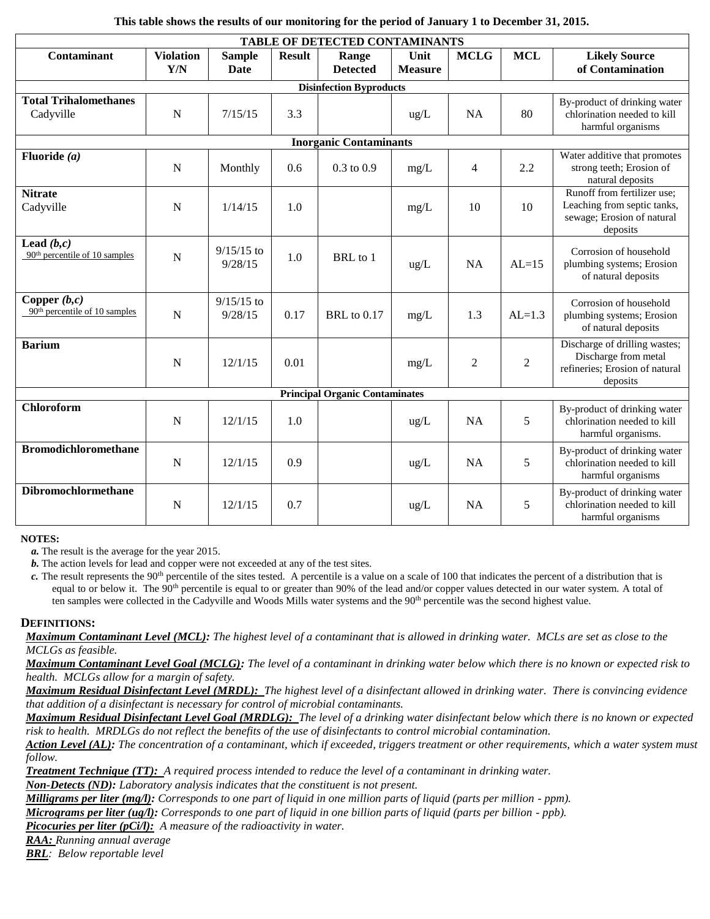This table shows the results of our monitoring for the period of January 1 to December 31, 2015.

| TABLE OF DETECTED CONTAMINANTS | | | | | | | | |
|---|---|---|---|---|---|---|---|---|
| **Contaminant** | **Violation Y/N** | **Sample Date** | **Result** | **Range Detected** | **Unit Measure** | **MCLG** | **MCL** | **Likely Source of Contamination** |
| **Disinfection Byproducts** | | | | | | | | |
| **Total Trihalomethanes** Cadyville | N | 7/15/15 | 3.3 | | ug/L | NA | 80 | By-product of drinking water chlorination needed to kill harmful organisms |
| **Inorganic Contaminants** | | | | | | | | |
| **Fluoride *(a)*** | N | Monthly | 0.6 | 0.3 to 0.9 | mg/L | 4 | 2.2 | Water additive that promotes strong teeth; Erosion of natural deposits |
| **Nitrate** Cadyville | N | 1/14/15 | 1.0 | | mg/L | 10 | 10 | Runoff from fertilizer use; Leaching from septic tanks, sewage; Erosion of natural deposits |
| **Lead *(b,c)*** 90th percentile of 10 samples | N | 9/15/15 to 9/28/15 | 1.0 | BRL to 1 | ug/L | NA | AL=15 | Corrosion of household plumbing systems; Erosion of natural deposits |
| **Copper *(b,c)*** 90th percentile of 10 samples | N | 9/15/15 to 9/28/15 | 0.17 | BRL to 0.17 | mg/L | 1.3 | AL=1.3 | Corrosion of household plumbing systems; Erosion of natural deposits |
| **Barium** | N | 12/1/15 | 0.01 | | mg/L | 2 | 2 | Discharge of drilling wastes; Discharge from metal refineries; Erosion of natural deposits |
| **Principal Organic Contaminates** | | | | | | | | |
| **Chloroform** | N | 12/1/15 | 1.0 | | ug/L | NA | 5 | By-product of drinking water chlorination needed to kill harmful organisms. |
| **Bromodichloromethane** | N | 12/1/15 | 0.9 | | ug/L | NA | 5 | By-product of drinking water chlorination needed to kill harmful organisms |
| **Dibromochlormethane** | N | 12/1/15 | 0.7 | | ug/L | NA | 5 | By-product of drinking water chlorination needed to kill harmful organisms |

**NOTES:**

*a.* The result is the average for the year 2015.

*b.* The action levels for lead and copper were not exceeded at any of the test sites.

*c.* The result represents the 90th percentile of the sites tested. A percentile is a value on a scale of 100 that indicates the percent of a distribution that is equal to or below it. The 90th percentile is equal to or greater than 90% of the lead and/or copper values detected in our water system. A total of ten samples were collected in the Cadyville and Woods Mills water systems and the 90th percentile was the second highest value.

**DEFINITIONS:**

***Maximum Contaminant Level (MCL):*** *The highest level of a contaminant that is allowed in drinking water. MCLs are set as close to the MCLGs as feasible.*

***Maximum Contaminant Level Goal (MCLG):*** *The level of a contaminant in drinking water below which there is no known or expected risk to health. MCLGs allow for a margin of safety.*

***Maximum Residual Disinfectant Level (MRDL):*** *The highest level of a disinfectant allowed in drinking water. There is convincing evidence that addition of a disinfectant is necessary for control of microbial contaminants.*

***Maximum Residual Disinfectant Level Goal (MRDLG):*** *The level of a drinking water disinfectant below which there is no known or expected risk to health. MRDLGs do not reflect the benefits of the use of disinfectants to control microbial contamination.*

***Action Level (AL):*** *The concentration of a contaminant, which if exceeded, triggers treatment or other requirements, which a water system must follow.*

***Treatment Technique (TT):*** *A required process intended to reduce the level of a contaminant in drinking water.*

***Non-Detects (ND):*** *Laboratory analysis indicates that the constituent is not present.*

***Milligrams per liter (mg/l):*** *Corresponds to one part of liquid in one million parts of liquid (parts per million - ppm).*

***Micrograms per liter (ug/l):*** *Corresponds to one part of liquid in one billion parts of liquid (parts per billion - ppb).*

***Picocuries per liter (pCi/l):*** *A measure of the radioactivity in water.*

***RAA:*** *Running annual average*

***BRL****: Below reportable level*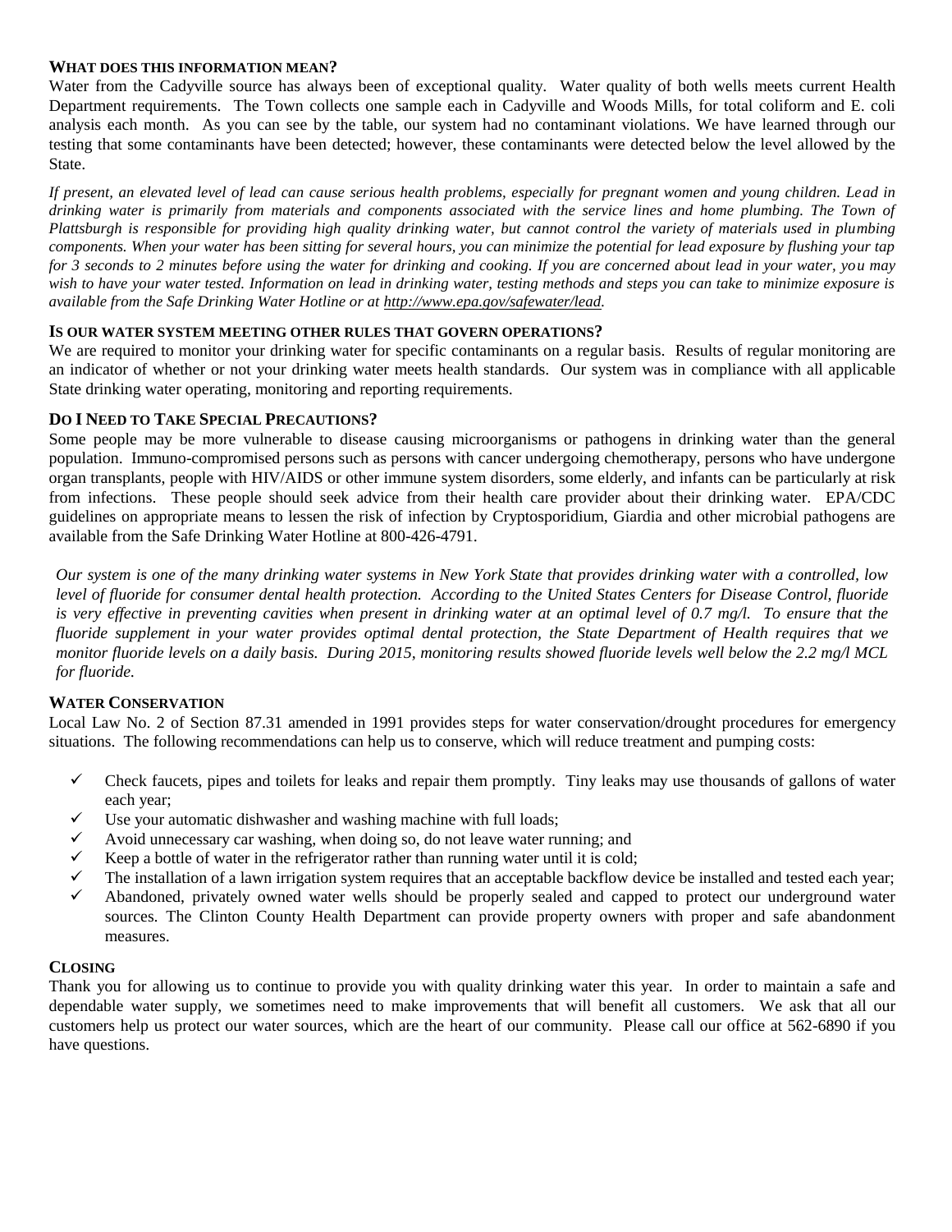### WHAT DOES THIS INFORMATION MEAN?

Water from the Cadyville source has always been of exceptional quality. Water quality of both wells meets current Health Department requirements. The Town collects one sample each in Cadyville and Woods Mills, for total coliform and E. coli analysis each month. As you can see by the table, our system had no contaminant violations. We have learned through our testing that some contaminants have been detected; however, these contaminants were detected below the level allowed by the State.

*If present, an elevated level of lead can cause serious health problems, especially for pregnant women and young children. Lead in drinking water is primarily from materials and components associated with the service lines and home plumbing. The Town of Plattsburgh is responsible for providing high quality drinking water, but cannot control the variety of materials used in plumbing components. When your water has been sitting for several hours, you can minimize the potential for lead exposure by flushing your tap for 3 seconds to 2 minutes before using the water for drinking and cooking. If you are concerned about lead in your water, you may wish to have your water tested. Information on lead in drinking water, testing methods and steps you can take to minimize exposure is available from the Safe Drinking Water Hotline or at http://www.epa.gov/safewater/lead.*

### IS OUR WATER SYSTEM MEETING OTHER RULES THAT GOVERN OPERATIONS?

We are required to monitor your drinking water for specific contaminants on a regular basis. Results of regular monitoring are an indicator of whether or not your drinking water meets health standards. Our system was in compliance with all applicable State drinking water operating, monitoring and reporting requirements.

### DO I NEED TO TAKE SPECIAL PRECAUTIONS?

Some people may be more vulnerable to disease causing microorganisms or pathogens in drinking water than the general population. Immuno-compromised persons such as persons with cancer undergoing chemotherapy, persons who have undergone organ transplants, people with HIV/AIDS or other immune system disorders, some elderly, and infants can be particularly at risk from infections. These people should seek advice from their health care provider about their drinking water. EPA/CDC guidelines on appropriate means to lessen the risk of infection by Cryptosporidium, Giardia and other microbial pathogens are available from the Safe Drinking Water Hotline at 800-426-4791.

*Our system is one of the many drinking water systems in New York State that provides drinking water with a controlled, low level of fluoride for consumer dental health protection. According to the United States Centers for Disease Control, fluoride is very effective in preventing cavities when present in drinking water at an optimal level of 0.7 mg/l. To ensure that the fluoride supplement in your water provides optimal dental protection, the State Department of Health requires that we monitor fluoride levels on a daily basis. During 2015, monitoring results showed fluoride levels well below the 2.2 mg/l MCL for fluoride.*

### WATER CONSERVATION

Local Law No. 2 of Section 87.31 amended in 1991 provides steps for water conservation/drought procedures for emergency situations. The following recommendations can help us to conserve, which will reduce treatment and pumping costs:

- ✓ Check faucets, pipes and toilets for leaks and repair them promptly. Tiny leaks may use thousands of gallons of water each year;
- ✓ Use your automatic dishwasher and washing machine with full loads;
- ✓ Avoid unnecessary car washing, when doing so, do not leave water running; and
- ✓ Keep a bottle of water in the refrigerator rather than running water until it is cold;
- ✓ The installation of a lawn irrigation system requires that an acceptable backflow device be installed and tested each year;
- ✓ Abandoned, privately owned water wells should be properly sealed and capped to protect our underground water sources. The Clinton County Health Department can provide property owners with proper and safe abandonment measures.

### CLOSING

Thank you for allowing us to continue to provide you with quality drinking water this year. In order to maintain a safe and dependable water supply, we sometimes need to make improvements that will benefit all customers. We ask that all our customers help us protect our water sources, which are the heart of our community. Please call our office at 562-6890 if you have questions.